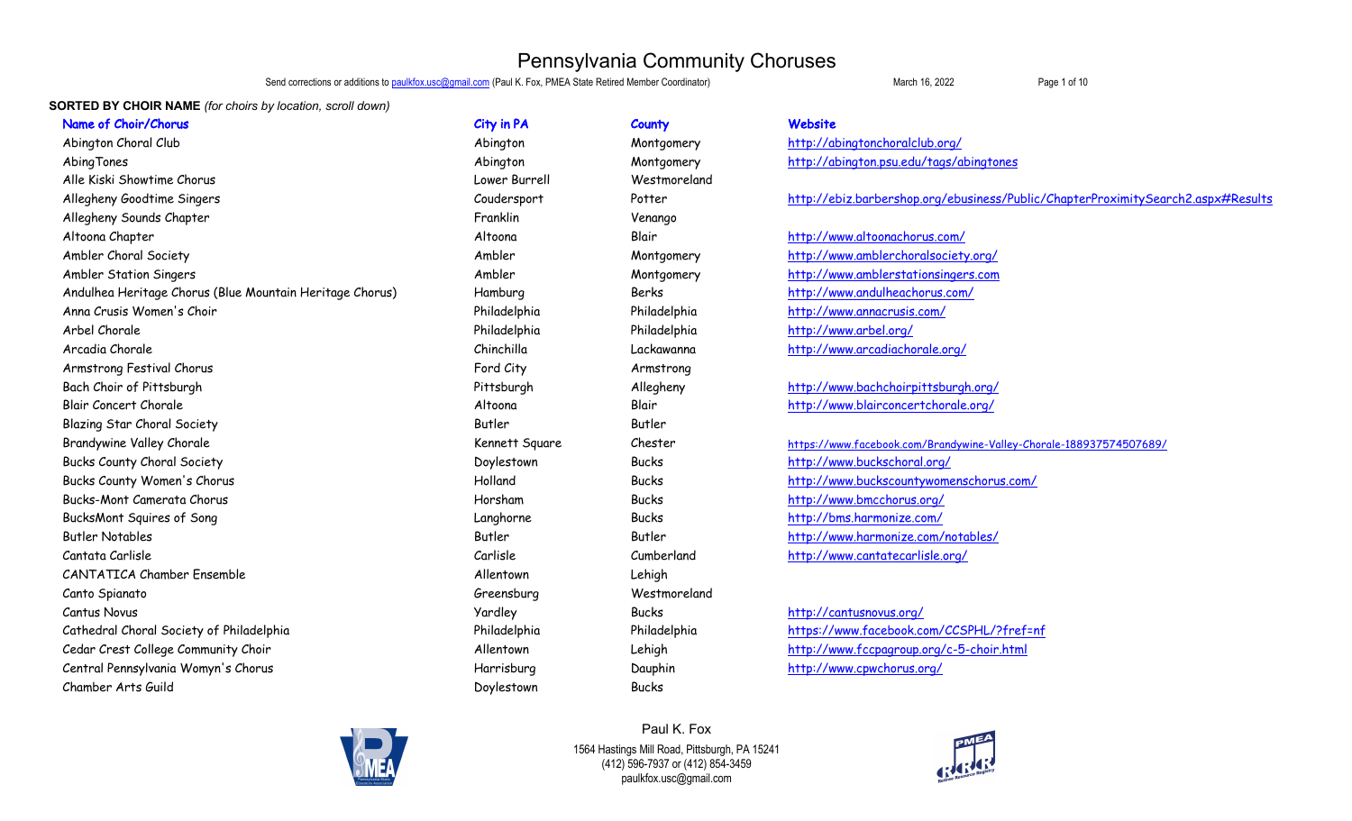# Pennsylvania Community Choruses

Send corrections or additions to paulkfox.usc@gmail.com (Paul K. Fox, PMEA State Retired Member Coordinator) March 16, 2022

**SORTED BY CHOIR NAME** *(for choirs by location, scroll down)*

| Name of Choir/Chorus | City in PA | County | Website |
|---|---|---|---|
| Abington Choral Club | Abington | Montgomery | http://abingtonchoralclub.org/ |
| AbingTones | Abington | Montgomery | http://abington.psu.edu/tags/abingtones |
| Alle Kiski Showtime Chorus | Lower Burrell | Westmoreland | |
| Allegheny Goodtime Singers | Coudersport | Potter | http://ebiz.barbershop.org/ebusiness/Public/ChapterProximitySearch2.aspx#Results |
| Allegheny Sounds Chapter | Franklin | Venango | |
| Altoona Chapter | Altoona | Blair | http://www.altoonachorus.com/ |
| Ambler Choral Society | Ambler | Montgomery | http://www.amblerchoralsociety.org/ |
| Ambler Station Singers | Ambler | Montgomery | http://www.amblerstationsingers.com |
| Andulhea Heritage Chorus (Blue Mountain Heritage Chorus) | Hamburg | Berks | http://www.andulheachorus.com/ |
| Anna Crusis Women's Choir | Philadelphia | Philadelphia | http://www.annacrusis.com/ |
| Arbel Chorale | Philadelphia | Philadelphia | http://www.arbel.org/ |
| Arcadia Chorale | Chinchilla | Lackawanna | http://www.arcadiachorale.org/ |
| Armstrong Festival Chorus | Ford City | Armstrong | |
| Bach Choir of Pittsburgh | Pittsburgh | Allegheny | http://www.bachchoirpittsburgh.org/ |
| Blair Concert Chorale | Altoona | Blair | http://www.blairconcertchorale.org/ |
| Blazing Star Choral Society | Butler | Butler | |
| Brandywine Valley Chorale | Kennett Square | Chester | https://www.facebook.com/Brandywine-Valley-Chorale-188937574507689/ |
| Bucks County Choral Society | Doylestown | Bucks | http://www.buckschoral.org/ |
| Bucks County Women's Chorus | Holland | Bucks | http://www.buckscountywomenschorus.com/ |
| Bucks-Mont Camerata Chorus | Horsham | Bucks | http://www.bmcchorus.org/ |
| BucksMont Squires of Song | Langhorne | Bucks | http://bms.harmonize.com/ |
| Butler Notables | Butler | Butler | http://www.harmonize.com/notables/ |
| Cantata Carlisle | Carlisle | Cumberland | http://www.cantatecarlisle.org/ |
| CANTATICA Chamber Ensemble | Allentown | Lehigh | |
| Canto Spianato | Greensburg | Westmoreland | |
| Cantus Novus | Yardley | Bucks | http://cantusnovus.org/ |
| Cathedral Choral Society of Philadelphia | Philadelphia | Philadelphia | https://www.facebook.com/CCSPHL/?fref=nf |
| Cedar Crest College Community Choir | Allentown | Lehigh | http://www.fccpagroup.org/c-5-choir.html |
| Central Pennsylvania Womyn's Chorus | Harrisburg | Dauphin | http://www.cpwchorus.org/ |
| Chamber Arts Guild | Doylestown | Bucks | |

Paul K. Fox
1564 Hastings Mill Road, Pittsburgh, PA 15241
(412) 596-7937 or (412) 854-3459
paulkfox.usc@gmail.com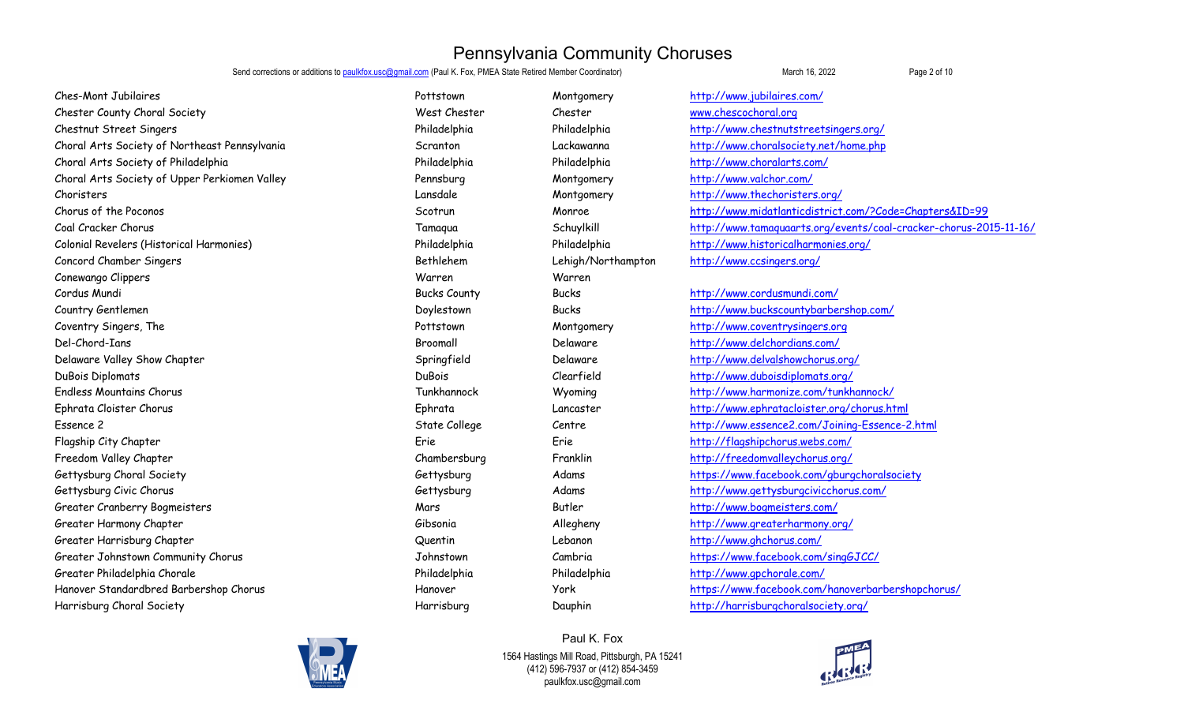# Pennsylvania Community Choruses

Send corrections or additions to paulkfox.usc@gmail.com (Paul K. Fox, PMEA State Retired Member Coordinator)

March 16, 2022

| | | | |
|---|---|---|---|
| Ches-Mont Jubilaires | Pottstown | Montgomery | http://www.jubilaires.com/ |
| Chester County Choral Society | West Chester | Chester | www.chescochoral.org |
| Chestnut Street Singers | Philadelphia | Philadelphia | http://www.chestnutstreetsingers.org/ |
| Choral Arts Society of Northeast Pennsylvania | Scranton | Lackawanna | http://www.choralsociety.net/home.php |
| Choral Arts Society of Philadelphia | Philadelphia | Philadelphia | http://www.choralarts.com/ |
| Choral Arts Society of Upper Perkiomen Valley | Pennsburg | Montgomery | http://www.valchor.com/ |
| Choristers | Lansdale | Montgomery | http://www.thechoristers.org/ |
| Chorus of the Poconos | Scotrun | Monroe | http://www.midatlanticdistrict.com/?Code=Chapters&ID=99 |
| Coal Cracker Chorus | Tamaqua | Schuylkill | http://www.tamaquaarts.org/events/coal-cracker-chorus-2015-11-16/ |
| Colonial Revelers (Historical Harmonies) | Philadelphia | Philadelphia | http://www.historicalharmonies.org/ |
| Concord Chamber Singers | Bethlehem | Lehigh/Northampton | http://www.ccsingers.org/ |
| Conewango Clippers | Warren | Warren | |
| Cordus Mundi | Bucks County | Bucks | http://www.cordusmundi.com/ |
| Country Gentlemen | Doylestown | Bucks | http://www.buckscountybarbershop.com/ |
| Coventry Singers, The | Pottstown | Montgomery | http://www.coventrysingers.org |
| Del-Chord-Ians | Broomall | Delaware | http://www.delchordians.com/ |
| Delaware Valley Show Chapter | Springfield | Delaware | http://www.delvalshowchorus.org/ |
| DuBois Diplomats | DuBois | Clearfield | http://www.duboisdiplomats.org/ |
| Endless Mountains Chorus | Tunkhannock | Wyoming | http://www.harmonize.com/tunkhannock/ |
| Ephrata Cloister Chorus | Ephrata | Lancaster | http://www.ephratacloister.org/chorus.html |
| Essence 2 | State College | Centre | http://www.essence2.com/Joining-Essence-2.html |
| Flagship City Chapter | Erie | Erie | http://flagshipchorus.webs.com/ |
| Freedom Valley Chapter | Chambersburg | Franklin | http://freedomvalleychorus.org/ |
| Gettysburg Choral Society | Gettysburg | Adams | https://www.facebook.com/gburgchoralsociety |
| Gettysburg Civic Chorus | Gettysburg | Adams | http://www.gettysburgcivicchorus.com/ |
| Greater Cranberry Bogmeisters | Mars | Butler | http://www.bogmeisters.com/ |
| Greater Harmony Chapter | Gibsonia | Allegheny | http://www.greaterharmony.org/ |
| Greater Harrisburg Chapter | Quentin | Lebanon | http://www.ghchorus.com/ |
| Greater Johnstown Community Chorus | Johnstown | Cambria | https://www.facebook.com/singGJCC/ |
| Greater Philadelphia Chorale | Philadelphia | Philadelphia | http://www.gpchorale.com/ |
| Hanover Standardbred Barbershop Chorus | Hanover | York | https://www.facebook.com/hanoverbarbershopchorus/ |
| Harrisburg Choral Society | Harrisburg | Dauphin | http://harrisburgchoralsociety.org/ |

Paul K. Fox
1564 Hastings Mill Road, Pittsburgh, PA 15241
(412) 596-7937 or (412) 854-3459
paulkfox.usc@gmail.com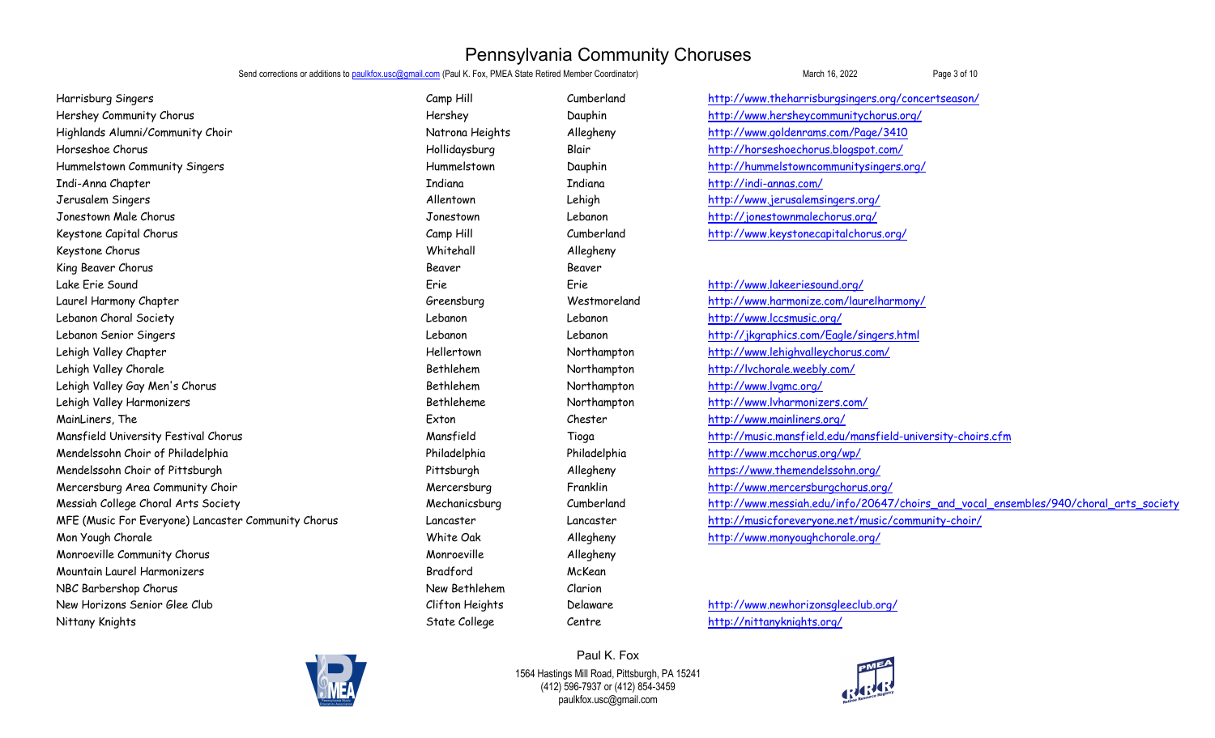# Pennsylvania Community Choruses

Send corrections or additions to paulkfox.usc@gmail.com (Paul K. Fox, PMEA State Retired Member Coordinator)

| Chorus | City | County | Website |
|---|---|---|---|
| Harrisburg Singers | Camp Hill | Cumberland | http://www.theharrisburgsingers.org/concertseason/ |
| Hershey Community Chorus | Hershey | Dauphin | http://www.hersheycommunitychorus.org/ |
| Highlands Alumni/Community Choir | Natrona Heights | Allegheny | http://www.goldenrams.com/Page/3410 |
| Horseshoe Chorus | Hollidaysburg | Blair | http://horseshoechorus.blogspot.com/ |
| Hummelstown Community Singers | Hummelstown | Dauphin | http://hummelstowncommunitysingers.org/ |
| Indi-Anna Chapter | Indiana | Indiana | http://indi-annas.com/ |
| Jerusalem Singers | Allentown | Lehigh | http://www.jerusalemsingers.org/ |
| Jonestown Male Chorus | Jonestown | Lebanon | http://jonestownmalechorus.org/ |
| Keystone Capital Chorus | Camp Hill | Cumberland | http://www.keystonecapitalchorus.org/ |
| Keystone Chorus | Whitehall | Allegheny | |
| King Beaver Chorus | Beaver | Beaver | |
| Lake Erie Sound | Erie | Erie | http://www.lakeeriesound.org/ |
| Laurel Harmony Chapter | Greensburg | Westmoreland | http://www.harmonize.com/laurelharmony/ |
| Lebanon Choral Society | Lebanon | Lebanon | http://www.lccsmusic.org/ |
| Lebanon Senior Singers | Lebanon | Lebanon | http://jkgraphics.com/Eagle/singers.html |
| Lehigh Valley Chapter | Hellertown | Northampton | http://www.lehighvalleychorus.com/ |
| Lehigh Valley Chorale | Bethlehem | Northampton | http://lvchorale.weebly.com/ |
| Lehigh Valley Gay Men's Chorus | Bethlehem | Northampton | http://www.lvgmc.org/ |
| Lehigh Valley Harmonizers | Betheleme | Northampton | http://www.lvharmonizers.com/ |
| MainLiners, The | Exton | Chester | http://www.mainliners.org/ |
| Mansfield University Festival Chorus | Mansfield | Tioga | http://music.mansfield.edu/mansfield-university-choirs.cfm |
| Mendelssohn Choir of Philadelphia | Philadelphia | Philadelphia | http://www.mcchorus.org/wp/ |
| Mendelssohn Choir of Pittsburgh | Pittsburgh | Allegheny | https://www.themendelssohn.org/ |
| Mercersburg Area Community Choir | Mercersburg | Franklin | http://www.mercersburgchorus.org/ |
| Messiah College Choral Arts Society | Mechanicsburg | Cumberland | http://www.messiah.edu/info/20647/choirs_and_vocal_ensembles/940/choral_arts_society |
| MFE (Music For Everyone) Lancaster Community Chorus | Lancaster | Lancaster | http://musicforeveryone.net/music/community-choir/ |
| Mon Yough Chorale | White Oak | Allegheny | http://www.monyoughchorale.org/ |
| Monroeville Community Chorus | Monroeville | Allegheny | |
| Mountain Laurel Harmonizers | Bradford | McKean | |
| NBC Barbershop Chorus | New Bethlehem | Clarion | |
| New Horizons Senior Glee Club | Clifton Heights | Delaware | http://www.newhorizonsgleeclub.org/ |
| Nittany Knights | State College | Centre | http://nittanyknights.org/ |

Paul K. Fox
1564 Hastings Mill Road, Pittsburgh, PA 15241
(412) 596-7937 or (412) 854-3459
paulkfox.usc@gmail.com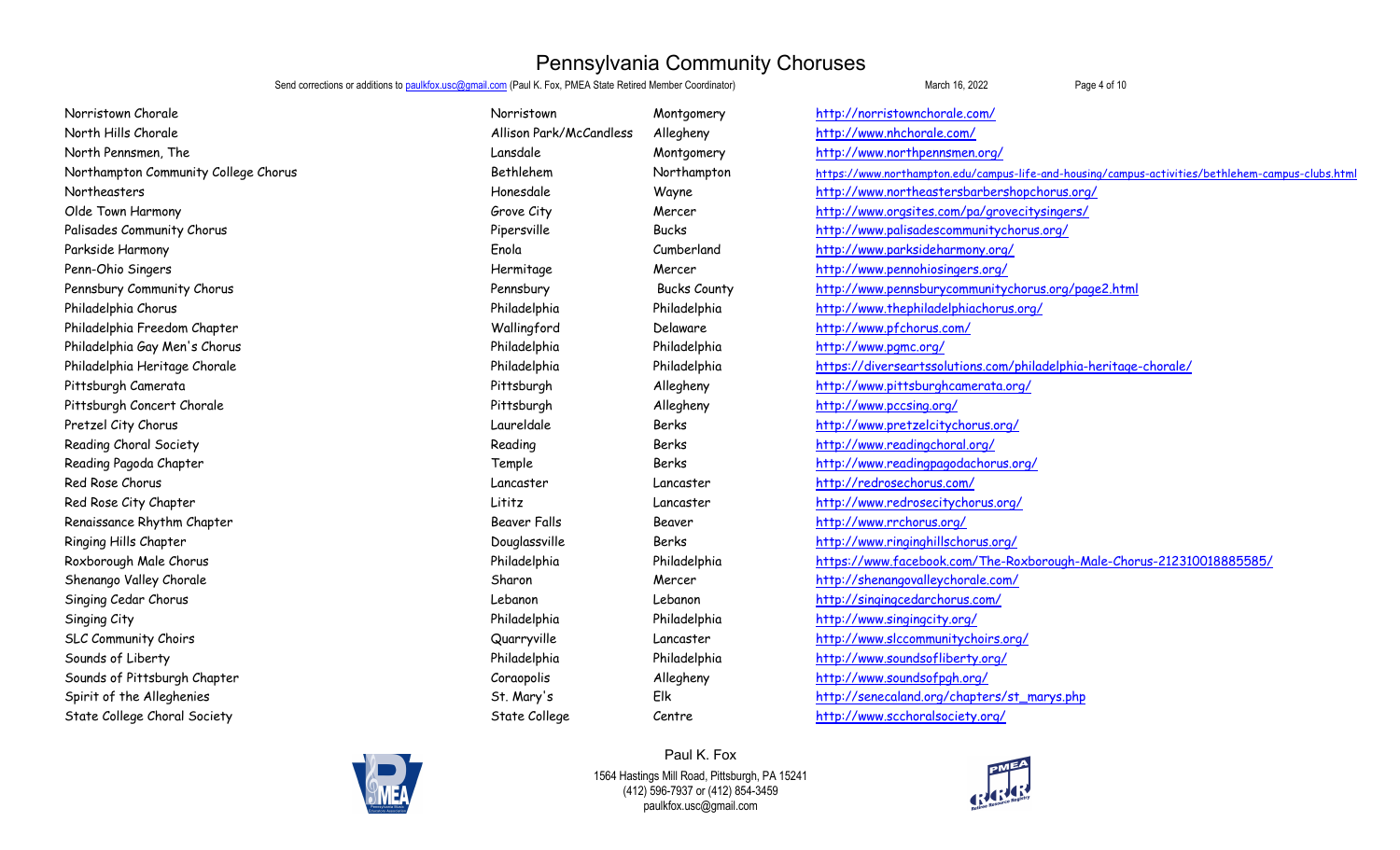# Pennsylvania Community Choruses

Send corrections or additions to paulkfox.usc@gmail.com (Paul K. Fox, PMEA State Retired Member Coordinator) March 16, 2022

| Chorus | City | County | Website |
|---|---|---|---|
| Norristown Chorale | Norristown | Montgomery | http://norristownchorale.com/ |
| North Hills Chorale | Allison Park/McCandless | Allegheny | http://www.nhchorale.com/ |
| North Pennsmen, The | Lansdale | Montgomery | http://www.northpennsmen.org/ |
| Northampton Community College Chorus | Bethlehem | Northampton | https://www.northampton.edu/campus-life-and-housing/campus-activities/bethlehem-campus-clubs.html |
| Northeasters | Honesdale | Wayne | http://www.northeastersbarbershopchorus.org/ |
| Olde Town Harmony | Grove City | Mercer | http://www.orgsites.com/pa/grovecitysingers/ |
| Palisades Community Chorus | Pipersville | Bucks | http://www.palisadescommunitychorus.org/ |
| Parkside Harmony | Enola | Cumberland | http://www.parksideharmony.org/ |
| Penn-Ohio Singers | Hermitage | Mercer | http://www.pennohiosingers.org/ |
| Pennsbury Community Chorus | Pennsbury | Bucks County | http://www.pennsburycommunitychorus.org/page2.html |
| Philadelphia Chorus | Philadelphia | Philadelphia | http://www.thephiladelphiachorus.org/ |
| Philadelphia Freedom Chapter | Wallingford | Delaware | http://www.pfchorus.com/ |
| Philadelphia Gay Men's Chorus | Philadelphia | Philadelphia | http://www.pgmc.org/ |
| Philadelphia Heritage Chorale | Philadelphia | Philadelphia | https://diverseartssolutions.com/philadelphia-heritage-chorale/ |
| Pittsburgh Camerata | Pittsburgh | Allegheny | http://www.pittsburghcamerata.org/ |
| Pittsburgh Concert Chorale | Pittsburgh | Allegheny | http://www.pccsing.org/ |
| Pretzel City Chorus | Laureldale | Berks | http://www.pretzelcitychorus.org/ |
| Reading Choral Society | Reading | Berks | http://www.readingchoral.org/ |
| Reading Pagoda Chapter | Temple | Berks | http://www.readingpagodachorus.org/ |
| Red Rose Chorus | Lancaster | Lancaster | http://redrosechorus.com/ |
| Red Rose City Chapter | Lititz | Lancaster | http://www.redrosecitychorus.org/ |
| Renaissance Rhythm Chapter | Beaver Falls | Beaver | http://www.rrchorus.org/ |
| Ringing Hills Chapter | Douglassville | Berks | http://www.ringinghillschorus.org/ |
| Roxborough Male Chorus | Philadelphia | Philadelphia | https://www.facebook.com/The-Roxborough-Male-Chorus-212310018885585/ |
| Shenango Valley Chorale | Sharon | Mercer | http://shenangovalleychorale.com/ |
| Singing Cedar Chorus | Lebanon | Lebanon | http://singingcedarchorus.com/ |
| Singing City | Philadelphia | Philadelphia | http://www.singingcity.org/ |
| SLC Community Choirs | Quarryville | Lancaster | http://www.slccommunitychoirs.org/ |
| Sounds of Liberty | Philadelphia | Philadelphia | http://www.soundsofliberty.org/ |
| Sounds of Pittsburgh Chapter | Coraopolis | Allegheny | http://www.soundsofpgh.org/ |
| Spirit of the Alleghenies | St. Mary's | Elk | http://senecaland.org/chapters/st_marys.php |
| State College Choral Society | State College | Centre | http://www.scchoralsociety.org/ |

Paul K. Fox
1564 Hastings Mill Road, Pittsburgh, PA 15241
(412) 596-7937 or (412) 854-3459
paulkfox.usc@gmail.com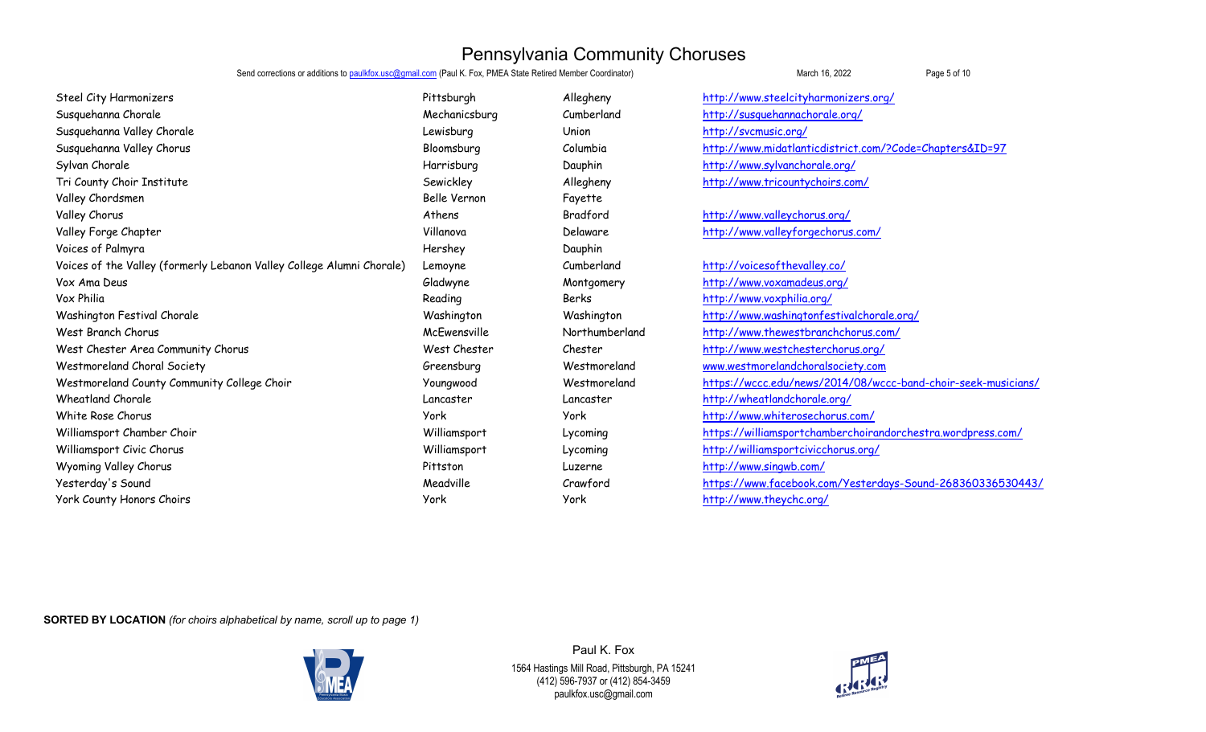# Pennsylvania Community Choruses

Send corrections or additions to paulkfox.usc@gmail.com (Paul K. Fox, PMEA State Retired Member Coordinator) March 16, 2022

| | | | |
|---|---|---|---|
| Steel City Harmonizers | Pittsburgh | Allegheny | http://www.steelcityharmonizers.org/ |
| Susquehanna Chorale | Mechanicsburg | Cumberland | http://susquehannachorale.org/ |
| Susquehanna Valley Chorale | Lewisburg | Union | http://svcmusic.org/ |
| Susquehanna Valley Chorus | Bloomsburg | Columbia | http://www.midatlanticdistrict.com/?Code=Chapters&ID=97 |
| Sylvan Chorale | Harrisburg | Dauphin | http://www.sylvanchorale.org/ |
| Tri County Choir Institute | Sewickley | Allegheny | http://www.tricountychoirs.com/ |
| Valley Chordsmen | Belle Vernon | Fayette | |
| Valley Chorus | Athens | Bradford | http://www.valleychorus.org/ |
| Valley Forge Chapter | Villanova | Delaware | http://www.valleyforgechorus.com/ |
| Voices of Palmyra | Hershey | Dauphin | |
| Voices of the Valley (formerly Lebanon Valley College Alumni Chorale) | Lemoyne | Cumberland | http://voicesofthevalley.co/ |
| Vox Ama Deus | Gladwyne | Montgomery | http://www.voxamadeus.org/ |
| Vox Philia | Reading | Berks | http://www.voxphilia.org/ |
| Washington Festival Chorale | Washington | Washington | http://www.washingtonfestivalchorale.org/ |
| West Branch Chorus | McEwensville | Northumberland | http://www.thewestbranchchorus.com/ |
| West Chester Area Community Chorus | West Chester | Chester | http://www.westchesterchorus.org/ |
| Westmoreland Choral Society | Greensburg | Westmoreland | www.westmorelandchoralsociety.com |
| Westmoreland County Community College Choir | Youngwood | Westmoreland | https://wccc.edu/news/2014/08/wccc-band-choir-seek-musicians/ |
| Wheatland Chorale | Lancaster | Lancaster | http://wheatlandchorale.org/ |
| White Rose Chorus | York | York | http://www.whiterosechorus.com/ |
| Williamsport Chamber Choir | Williamsport | Lycoming | https://williamsportchamberchoirandorchestra.wordpress.com/ |
| Williamsport Civic Chorus | Williamsport | Lycoming | http://williamsportcivicchorus.org/ |
| Wyoming Valley Chorus | Pittston | Luzerne | http://www.singwb.com/ |
| Yesterday's Sound | Meadville | Crawford | https://www.facebook.com/Yesterdays-Sound-268360336530443/ |
| York County Honors Choirs | York | York | http://www.theychc.org/ |

**SORTED BY LOCATION** *(for choirs alphabetical by name, scroll up to page 1)*

Paul K. Fox
1564 Hastings Mill Road, Pittsburgh, PA 15241
(412) 596-7937 or (412) 854-3459
paulkfox.usc@gmail.com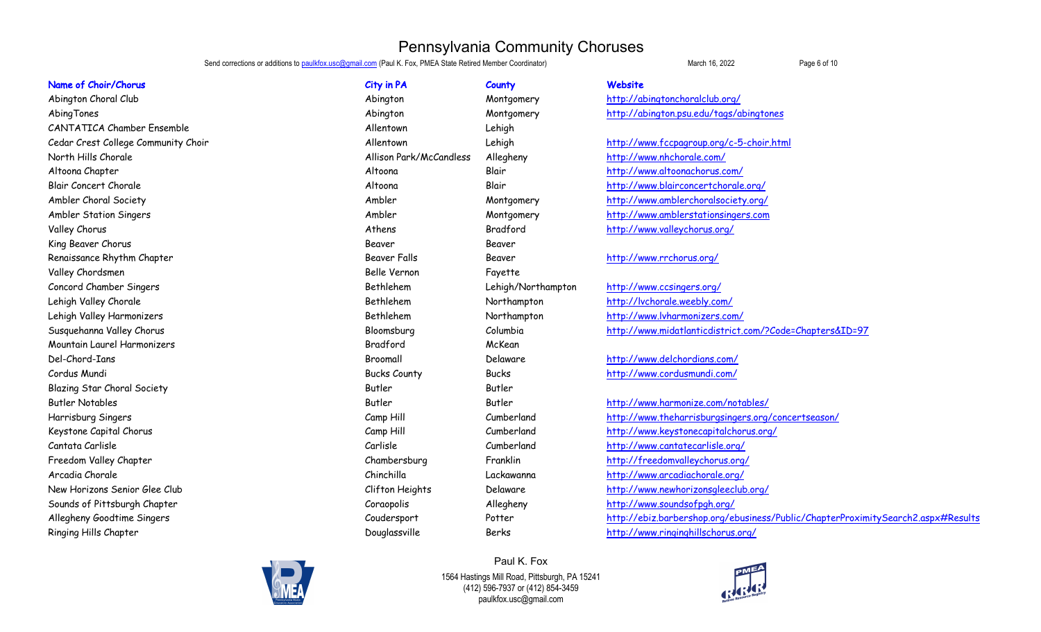# Pennsylvania Community Choruses

Send corrections or additions to paulkfox.usc@gmail.com (Paul K. Fox, PMEA State Retired Member Coordinator) March 16, 2022

| Name of Choir/Chorus | City in PA | County | Website |
|---|---|---|---|
| Abington Choral Club | Abington | Montgomery | http://abingtonchoralclub.org/ |
| AbingTones | Abington | Montgomery | http://abington.psu.edu/tags/abingtones |
| CANTATICA Chamber Ensemble | Allentown | Lehigh | |
| Cedar Crest College Community Choir | Allentown | Lehigh | http://www.fccpagroup.org/c-5-choir.html |
| North Hills Chorale | Allison Park/McCandless | Allegheny | http://www.nhchorale.com/ |
| Altoona Chapter | Altoona | Blair | http://www.altoonachorus.com/ |
| Blair Concert Chorale | Altoona | Blair | http://www.blairconcertchorale.org/ |
| Ambler Choral Society | Ambler | Montgomery | http://www.amblerchoralsociety.org/ |
| Ambler Station Singers | Ambler | Montgomery | http://www.amblerstationsingers.com |
| Valley Chorus | Athens | Bradford | http://www.valleychorus.org/ |
| King Beaver Chorus | Beaver | Beaver | |
| Renaissance Rhythm Chapter | Beaver Falls | Beaver | http://www.rrchorus.org/ |
| Valley Chordsmen | Belle Vernon | Fayette | |
| Concord Chamber Singers | Bethlehem | Lehigh/Northampton | http://www.ccsingers.org/ |
| Lehigh Valley Chorale | Bethlehem | Northampton | http://lvchorale.weebly.com/ |
| Lehigh Valley Harmonizers | Bethlehem | Northampton | http://www.lvharmonizers.com/ |
| Susquehanna Valley Chorus | Bloomsburg | Columbia | http://www.midatlanticdistrict.com/?Code=Chapters&ID=97 |
| Mountain Laurel Harmonizers | Bradford | McKean | |
| Del-Chord-Ians | Broomall | Delaware | http://www.delchordians.com/ |
| Cordus Mundi | Bucks County | Bucks | http://www.cordusmundi.com/ |
| Blazing Star Choral Society | Butler | Butler | |
| Butler Notables | Butler | Butler | http://www.harmonize.com/notables/ |
| Harrisburg Singers | Camp Hill | Cumberland | http://www.theharrisburgsingers.org/concertseason/ |
| Keystone Capital Chorus | Camp Hill | Cumberland | http://www.keystonecapitalchorus.org/ |
| Cantata Carlisle | Carlisle | Cumberland | http://www.cantatecarlisle.org/ |
| Freedom Valley Chapter | Chambersburg | Franklin | http://freedomvalleychorus.org/ |
| Arcadia Chorale | Chinchilla | Lackawanna | http://www.arcadiachorale.org/ |
| New Horizons Senior Glee Club | Clifton Heights | Delaware | http://www.newhorizonsgleeclub.org/ |
| Sounds of Pittsburgh Chapter | Coraopolis | Allegheny | http://www.soundsofpgh.org/ |
| Allegheny Goodtime Singers | Coudersport | Potter | http://ebiz.barbershop.org/ebusiness/Public/ChapterProximitySearch2.aspx#Results |
| Ringing Hills Chapter | Douglassville | Berks | http://www.ringinghillschorus.org/ |

Paul K. Fox
1564 Hastings Mill Road, Pittsburgh, PA 15241
(412) 596-7937 or (412) 854-3459
paulkfox.usc@gmail.com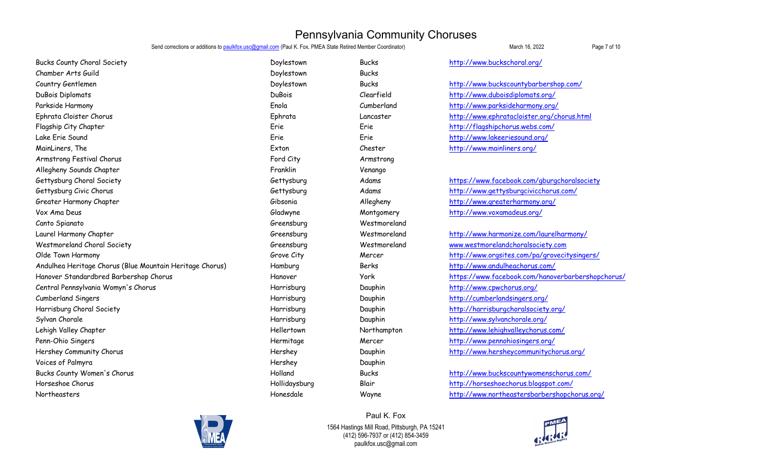# Pennsylvania Community Choruses

Send corrections or additions to paulkfox.usc@gmail.com (Paul K. Fox, PMEA State Retired Member Coordinator) March 16, 2022

| | | | |
|---|---|---|---|
| Bucks County Choral Society | Doylestown | Bucks | http://www.buckschoral.org/ |
| Chamber Arts Guild | Doylestown | Bucks | |
| Country Gentlemen | Doylestown | Bucks | http://www.buckscountybarbershop.com/ |
| DuBois Diplomats | DuBois | Clearfield | http://www.duboisdiplomats.org/ |
| Parkside Harmony | Enola | Cumberland | http://www.parksideharmony.org/ |
| Ephrata Cloister Chorus | Ephrata | Lancaster | http://www.ephratacloister.org/chorus.html |
| Flagship City Chapter | Erie | Erie | http://flagshipchorus.webs.com/ |
| Lake Erie Sound | Erie | Erie | http://www.lakeeriesound.org/ |
| MainLiners, The | Exton | Chester | http://www.mainliners.org/ |
| Armstrong Festival Chorus | Ford City | Armstrong | |
| Allegheny Sounds Chapter | Franklin | Venango | |
| Gettysburg Choral Society | Gettysburg | Adams | https://www.facebook.com/gburgchoralsociety |
| Gettysburg Civic Chorus | Gettysburg | Adams | http://www.gettysburgcivicchorus.com/ |
| Greater Harmony Chapter | Gibsonia | Allegheny | http://www.greaterharmony.org/ |
| Vox Ama Deus | Gladwyne | Montgomery | http://www.voxamadeus.org/ |
| Canto Spianato | Greensburg | Westmoreland | |
| Laurel Harmony Chapter | Greensburg | Westmoreland | http://www.harmonize.com/laurelharmony/ |
| Westmoreland Choral Society | Greensburg | Westmoreland | www.westmorelandchoralsociety.com |
| Olde Town Harmony | Grove City | Mercer | http://www.orgsites.com/pa/grovecitysingers/ |
| Andulhea Heritage Chorus (Blue Mountain Heritage Chorus) | Hamburg | Berks | http://www.andulheachorus.com/ |
| Hanover Standardbred Barbershop Chorus | Hanover | York | https://www.facebook.com/hanoverbarbershopchorus/ |
| Central Pennsylvania Womyn's Chorus | Harrisburg | Dauphin | http://www.cpwchorus.org/ |
| Cumberland Singers | Harrisburg | Dauphin | http://cumberlandsingers.org/ |
| Harrisburg Choral Society | Harrisburg | Dauphin | http://harrisburgchoralsociety.org/ |
| Sylvan Chorale | Harrisburg | Dauphin | http://www.sylvanchorale.org/ |
| Lehigh Valley Chapter | Hellertown | Northampton | http://www.lehighvalleychorus.com/ |
| Penn-Ohio Singers | Hermitage | Mercer | http://www.pennohiosingers.org/ |
| Hershey Community Chorus | Hershey | Dauphin | http://www.hersheycommunitychorus.org/ |
| Voices of Palmyra | Hershey | Dauphin | |
| Bucks County Women's Chorus | Holland | Bucks | http://www.buckscountywomenschorus.com/ |
| Horseshoe Chorus | Hollidaysburg | Blair | http://horseshoechorus.blogspot.com/ |
| Northeasters | Honesdale | Wayne | http://www.northeastersbarbershopchorus.org/ |

Paul K. Fox
1564 Hastings Mill Road, Pittsburgh, PA 15241
(412) 596-7937 or (412) 854-3459
paulkfox.usc@gmail.com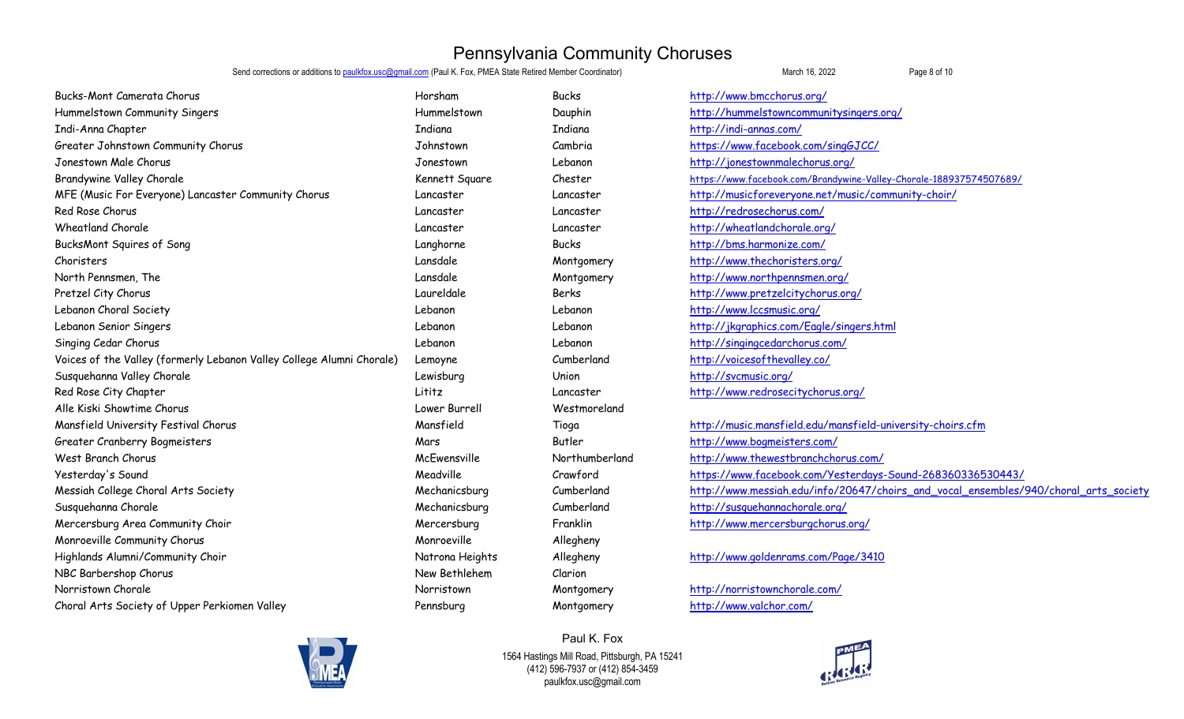# Pennsylvania Community Choruses

Send corrections or additions to paulkfox.usc@gmail.com (Paul K. Fox, PMEA State Retired Member Coordinator) March 16, 2022

| Chorus | City | County | Website |
|---|---|---|---|
| Bucks-Mont Camerata Chorus | Horsham | Bucks | http://www.bmcchorus.org/ |
| Hummelstown Community Singers | Hummelstown | Dauphin | http://hummelstowncommunitysingers.org/ |
| Indi-Anna Chapter | Indiana | Indiana | http://indi-annas.com/ |
| Greater Johnstown Community Chorus | Johnstown | Cambria | https://www.facebook.com/singGJCC/ |
| Jonestown Male Chorus | Jonestown | Lebanon | http://jonestownmalechorus.org/ |
| Brandywine Valley Chorale | Kennett Square | Chester | https://www.facebook.com/Brandywine-Valley-Chorale-188937574507689/ |
| MFE (Music For Everyone) Lancaster Community Chorus | Lancaster | Lancaster | http://musicforeveryone.net/music/community-choir/ |
| Red Rose Chorus | Lancaster | Lancaster | http://redrosechorus.com/ |
| Wheatland Chorale | Lancaster | Lancaster | http://wheatlandchorale.org/ |
| BucksMont Squires of Song | Langhorne | Bucks | http://bms.harmonize.com/ |
| Choristers | Lansdale | Montgomery | http://www.thechoristers.org/ |
| North Pennsmen, The | Lansdale | Montgomery | http://www.northpennsmen.org/ |
| Pretzel City Chorus | Laureldale | Berks | http://www.pretzelcitychorus.org/ |
| Lebanon Choral Society | Lebanon | Lebanon | http://www.lccsmusic.org/ |
| Lebanon Senior Singers | Lebanon | Lebanon | http://jkgraphics.com/Eagle/singers.html |
| Singing Cedar Chorus | Lebanon | Lebanon | http://singingcedarchorus.com/ |
| Voices of the Valley (formerly Lebanon Valley College Alumni Chorale) | Lemoyne | Cumberland | http://voicesofthevalley.co/ |
| Susquehanna Valley Chorale | Lewisburg | Union | http://svcmusic.org/ |
| Red Rose City Chapter | Lititz | Lancaster | http://www.redrosecitychorus.org/ |
| Alle Kiski Showtime Chorus | Lower Burrell | Westmoreland | |
| Mansfield University Festival Chorus | Mansfield | Tioga | http://music.mansfield.edu/mansfield-university-choirs.cfm |
| Greater Cranberry Bogmeisters | Mars | Butler | http://www.bogmeisters.com/ |
| West Branch Chorus | McEwensville | Northumberland | http://www.thewestbranchchorus.com/ |
| Yesterday's Sound | Meadville | Crawford | https://www.facebook.com/Yesterdays-Sound-268360336530443/ |
| Messiah College Choral Arts Society | Mechanicsburg | Cumberland | http://www.messiah.edu/info/20647/choirs_and_vocal_ensembles/940/choral_arts_society |
| Susquehanna Chorale | Mechanicsburg | Cumberland | http://susquehannachorale.org/ |
| Mercersburg Area Community Choir | Mercersburg | Franklin | http://www.mercersburgchorus.org/ |
| Monroeville Community Chorus | Monroeville | Allegheny | |
| Highlands Alumni/Community Choir | Natrona Heights | Allegheny | http://www.goldenrams.com/Page/3410 |
| NBC Barbershop Chorus | New Bethlehem | Clarion | |
| Norristown Chorale | Norristown | Montgomery | http://norristownchorale.com/ |
| Choral Arts Society of Upper Perkiomen Valley | Pennsburg | Montgomery | http://www.valchor.com/ |

Paul K. Fox
1564 Hastings Mill Road, Pittsburgh, PA 15241
(412) 596-7937 or (412) 854-3459
paulkfox.usc@gmail.com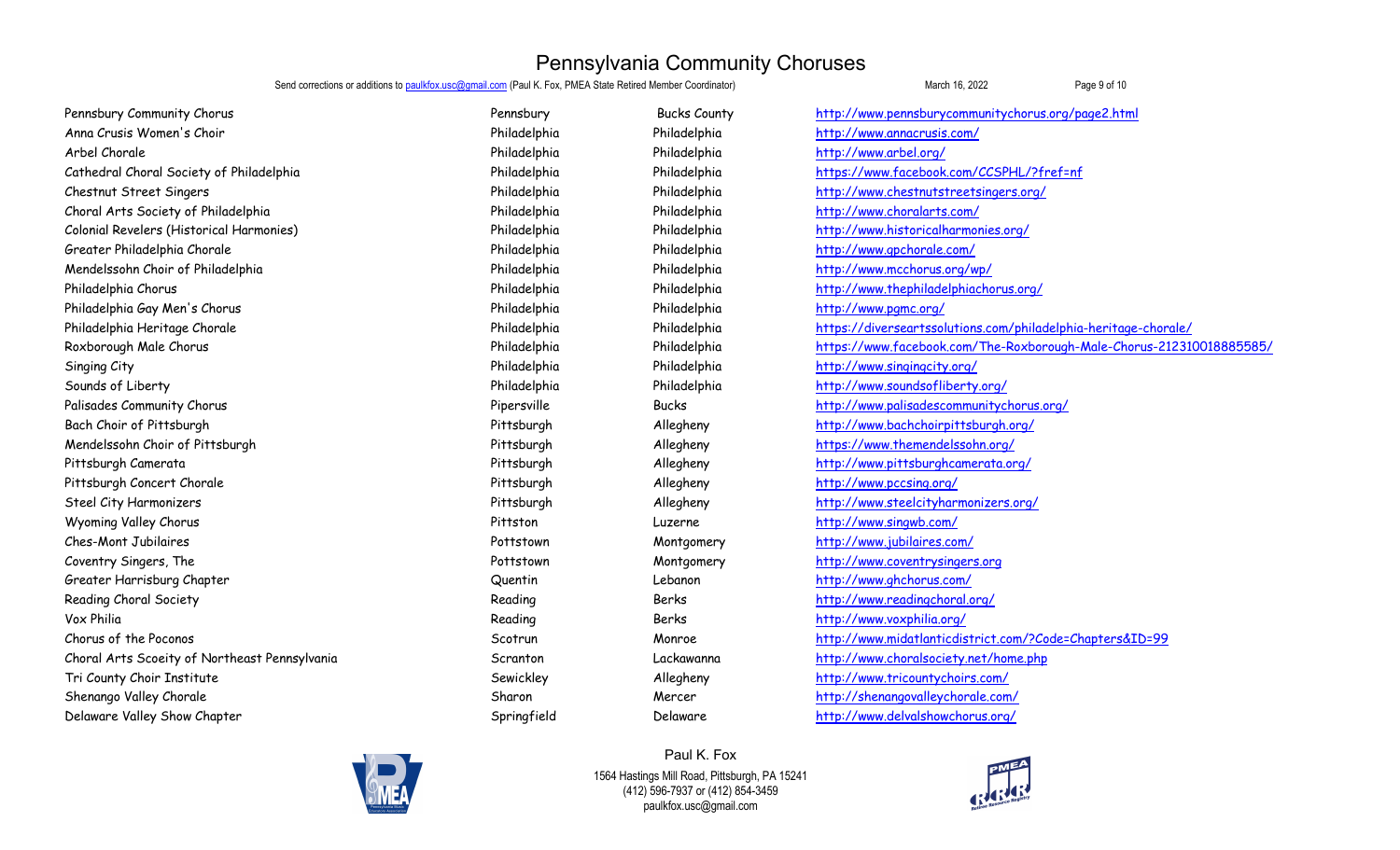# Pennsylvania Community Choruses

Send corrections or additions to paulkfox.usc@gmail.com (Paul K. Fox, PMEA State Retired Member Coordinator)

March 16, 2022

| Chorus | City | County | Website |
|---|---|---|---|
| Pennsbury Community Chorus | Pennsbury | Bucks County | http://www.pennsburycommunitychorus.org/page2.html |
| Anna Crusis Women's Choir | Philadelphia | Philadelphia | http://www.annacrusis.com/ |
| Arbel Chorale | Philadelphia | Philadelphia | http://www.arbel.org/ |
| Cathedral Choral Society of Philadelphia | Philadelphia | Philadelphia | https://www.facebook.com/CCSPHL/?fref=nf |
| Chestnut Street Singers | Philadelphia | Philadelphia | http://www.chestnutstreetsingers.org/ |
| Choral Arts Society of Philadelphia | Philadelphia | Philadelphia | http://www.choralarts.com/ |
| Colonial Revelers (Historical Harmonies) | Philadelphia | Philadelphia | http://www.historicalharmonies.org/ |
| Greater Philadelphia Chorale | Philadelphia | Philadelphia | http://www.gpchorale.com/ |
| Mendelssohn Choir of Philadelphia | Philadelphia | Philadelphia | http://www.mcchorus.org/wp/ |
| Philadelphia Chorus | Philadelphia | Philadelphia | http://www.thephiladelphiachorus.org/ |
| Philadelphia Gay Men's Chorus | Philadelphia | Philadelphia | http://www.pgmc.org/ |
| Philadelphia Heritage Chorale | Philadelphia | Philadelphia | https://diverseartssolutions.com/philadelphia-heritage-chorale/ |
| Roxborough Male Chorus | Philadelphia | Philadelphia | https://www.facebook.com/The-Roxborough-Male-Chorus-212310018885585/ |
| Singing City | Philadelphia | Philadelphia | http://www.singingcity.org/ |
| Sounds of Liberty | Philadelphia | Philadelphia | http://www.soundsofliberty.org/ |
| Palisades Community Chorus | Pipersville | Bucks | http://www.palisadescommunitychorus.org/ |
| Bach Choir of Pittsburgh | Pittsburgh | Allegheny | http://www.bachchoirpittsburgh.org/ |
| Mendelssohn Choir of Pittsburgh | Pittsburgh | Allegheny | https://www.themendelssohn.org/ |
| Pittsburgh Camerata | Pittsburgh | Allegheny | http://www.pittsburghcamerata.org/ |
| Pittsburgh Concert Chorale | Pittsburgh | Allegheny | http://www.pccsing.org/ |
| Steel City Harmonizers | Pittsburgh | Allegheny | http://www.steelcityharmonizers.org/ |
| Wyoming Valley Chorus | Pittston | Luzerne | http://www.singwb.com/ |
| Ches-Mont Jubilaires | Pottstown | Montgomery | http://www.jubilaires.com/ |
| Coventry Singers, The | Pottstown | Montgomery | http://www.coventrysingers.org |
| Greater Harrisburg Chapter | Quentin | Lebanon | http://www.ghchorus.com/ |
| Reading Choral Society | Reading | Berks | http://www.readingchoral.org/ |
| Vox Philia | Reading | Berks | http://www.voxphilia.org/ |
| Chorus of the Poconos | Scotrun | Monroe | http://www.midatlanticdistrict.com/?Code=Chapters&ID=99 |
| Choral Arts Scoeity of Northeast Pennsylvania | Scranton | Lackawanna | http://www.choralsociety.net/home.php |
| Tri County Choir Institute | Sewickley | Allegheny | http://www.tricountychoirs.com/ |
| Shenango Valley Chorale | Sharon | Mercer | http://shenangovalleychorale.com/ |
| Delaware Valley Show Chapter | Springfield | Delaware | http://www.delvalshowchorus.org/ |

Paul K. Fox
1564 Hastings Mill Road, Pittsburgh, PA 15241
(412) 596-7937 or (412) 854-3459
paulkfox.usc@gmail.com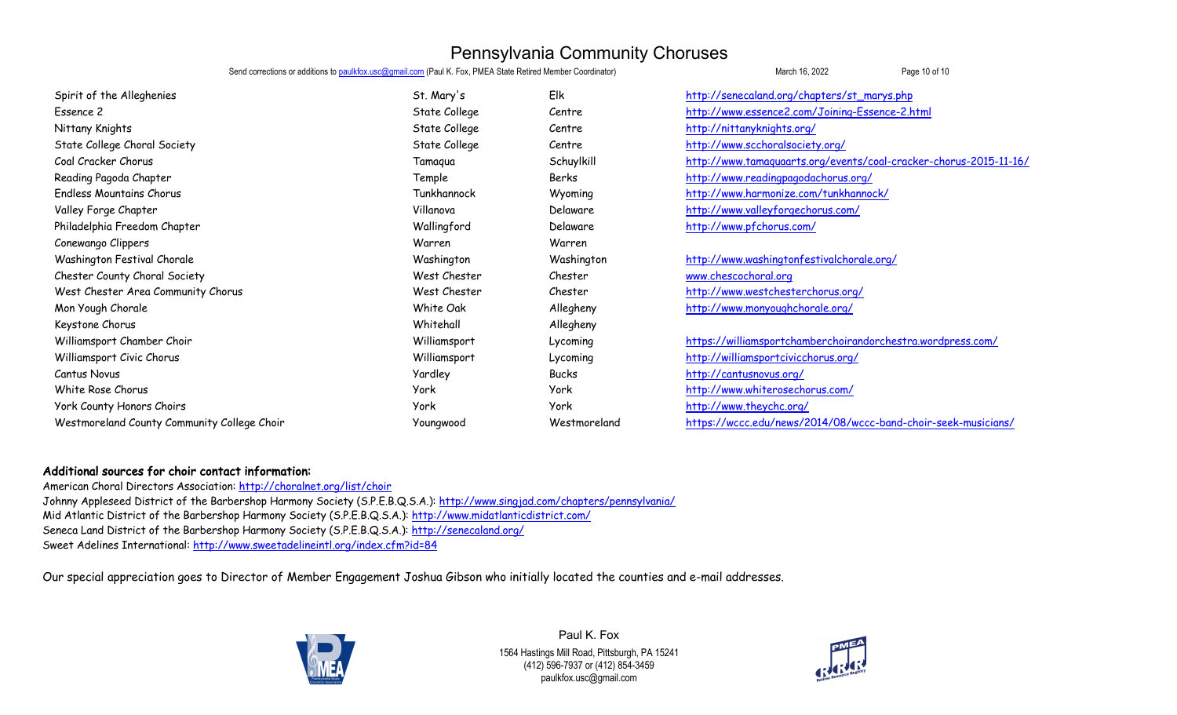# Pennsylvania Community Choruses

Send corrections or additions to paulkfox.usc@gmail.com (Paul K. Fox, PMEA State Retired Member Coordinator) March 16, 2022

| | | | |
|---|---|---|---|
| Spirit of the Alleghenies | St. Mary's | Elk | http://senecaland.org/chapters/st_marys.php |
| Essence 2 | State College | Centre | http://www.essence2.com/Joining-Essence-2.html |
| Nittany Knights | State College | Centre | http://nittanyknights.org/ |
| State College Choral Society | State College | Centre | http://www.sccchoralsociety.org/ |
| Coal Cracker Chorus | Tamaqua | Schuylkill | http://www.tamaquaarts.org/events/coal-cracker-chorus-2015-11-16/ |
| Reading Pagoda Chapter | Temple | Berks | http://www.readingpagodachorus.org/ |
| Endless Mountains Chorus | Tunkhannock | Wyoming | http://www.harmonize.com/tunkhannock/ |
| Valley Forge Chapter | Villanova | Delaware | http://www.valleyforgechorus.com/ |
| Philadelphia Freedom Chapter | Wallingford | Delaware | http://www.pfchorus.com/ |
| Conewango Clippers | Warren | Warren | |
| Washington Festival Chorale | Washington | Washington | http://www.washingtonfestivalchorale.org/ |
| Chester County Choral Society | West Chester | Chester | www.chescochoral.org |
| West Chester Area Community Chorus | West Chester | Chester | http://www.westchesterchorus.org/ |
| Mon Yough Chorale | White Oak | Allegheny | http://www.monyoughchorale.org/ |
| Keystone Chorus | Whitehall | Allegheny | |
| Williamsport Chamber Choir | Williamsport | Lycoming | https://williamsportchamberchoirandorchestra.wordpress.com/ |
| Williamsport Civic Chorus | Williamsport | Lycoming | http://williamsportcivicchorus.org/ |
| Cantus Novus | Yardley | Bucks | http://cantusnovus.org/ |
| White Rose Chorus | York | York | http://www.whiterosechorus.com/ |
| York County Honors Choirs | York | York | http://www.theychc.org/ |
| Westmoreland County Community College Choir | Youngwood | Westmoreland | https://wccc.edu/news/2014/08/wccc-band-choir-seek-musicians/ |

**Additional sources for choir contact information:**

American Choral Directors Association: http://choralnet.org/list/choir
Johnny Appleseed District of the Barbershop Harmony Society (S.P.E.B.Q.S.A.): http://www.singjad.com/chapters/pennsylvania/
Mid Atlantic District of the Barbershop Harmony Society (S.P.E.B.Q.S.A.): http://www.midatlanticdistrict.com/
Seneca Land District of the Barbershop Harmony Society (S.P.E.B.Q.S.A.): http://senecaland.org/
Sweet Adelines International: http://www.sweetadelineintl.org/index.cfm?id=84

Our special appreciation goes to Director of Member Engagement Joshua Gibson who initially located the counties and e-mail addresses.

Paul K. Fox
1564 Hastings Mill Road, Pittsburgh, PA 15241
(412) 596-7937 or (412) 854-3459
paulkfox.usc@gmail.com